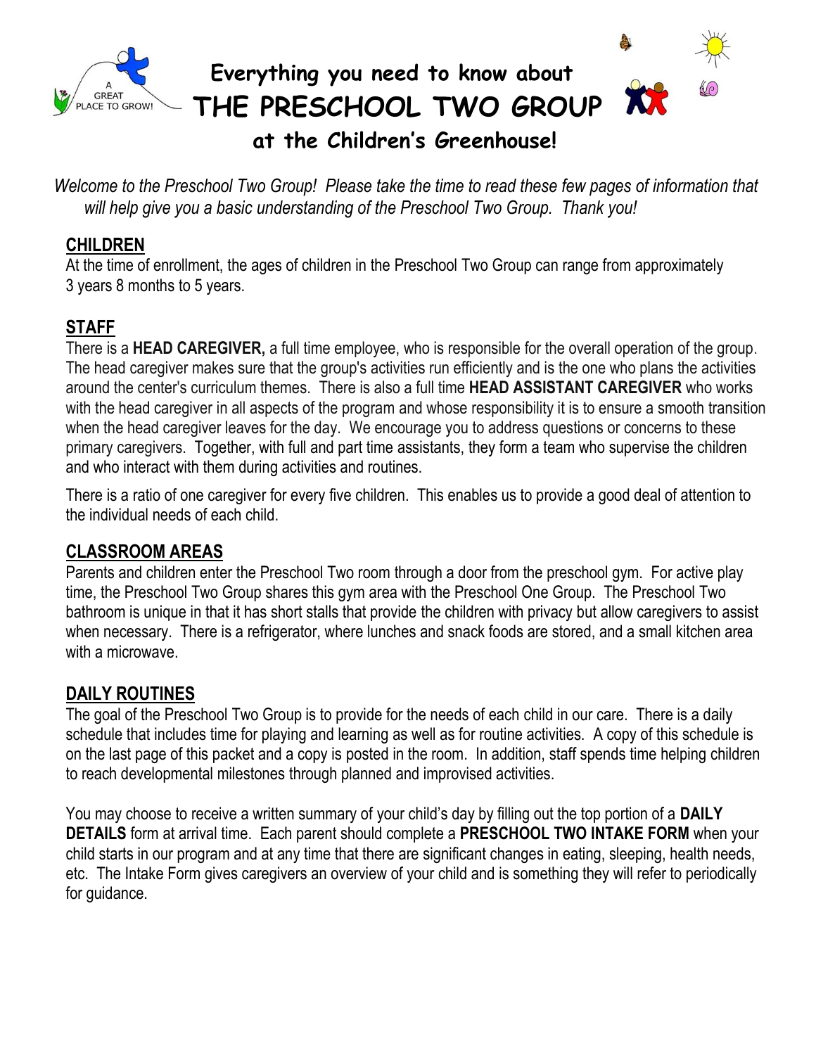# Everything you need to know about THE PRESCHOOL TWO GROUP at the Children's Greenhouse!

*Welcome to the Preschool Two Group! Please take the time to read these few pages of information that will help give you a basic understanding of the Preschool Two Group. Thank you!*

## CHILDREN

At the time of enrollment, the ages of children in the Preschool Two Group can range from approximately 3 years 8 months to 5 years.

## STAFF

There is a **HEAD CAREGIVER,** a full time employee, who is responsible for the overall operation of the group. The head caregiver makes sure that the group's activities run efficiently and is the one who plans the activities around the center's curriculum themes. There is also a full time **HEAD ASSISTANT CAREGIVER** who works with the head caregiver in all aspects of the program and whose responsibility it is to ensure a smooth transition when the head caregiver leaves for the day. We encourage you to address questions or concerns to these primary caregivers. Together, with full and part time assistants, they form a team who supervise the children and who interact with them during activities and routines.

There is a ratio of one caregiver for every five children. This enables us to provide a good deal of attention to the individual needs of each child.

## CLASSROOM AREAS

Parents and children enter the Preschool Two room through a door from the preschool gym. For active play time, the Preschool Two Group shares this gym area with the Preschool One Group. The Preschool Two bathroom is unique in that it has short stalls that provide the children with privacy but allow caregivers to assist when necessary. There is a refrigerator, where lunches and snack foods are stored, and a small kitchen area with a microwave.

## DAILY ROUTINES

The goal of the Preschool Two Group is to provide for the needs of each child in our care. There is a daily schedule that includes time for playing and learning as well as for routine activities. A copy of this schedule is on the last page of this packet and a copy is posted in the room. In addition, staff spends time helping children to reach developmental milestones through planned and improvised activities.

You may choose to receive a written summary of your child's day by filling out the top portion of a **DAILY DETAILS** form at arrival time. Each parent should complete a **PRESCHOOL TWO INTAKE FORM** when your child starts in our program and at any time that there are significant changes in eating, sleeping, health needs, etc. The Intake Form gives caregivers an overview of your child and is something they will refer to periodically for guidance.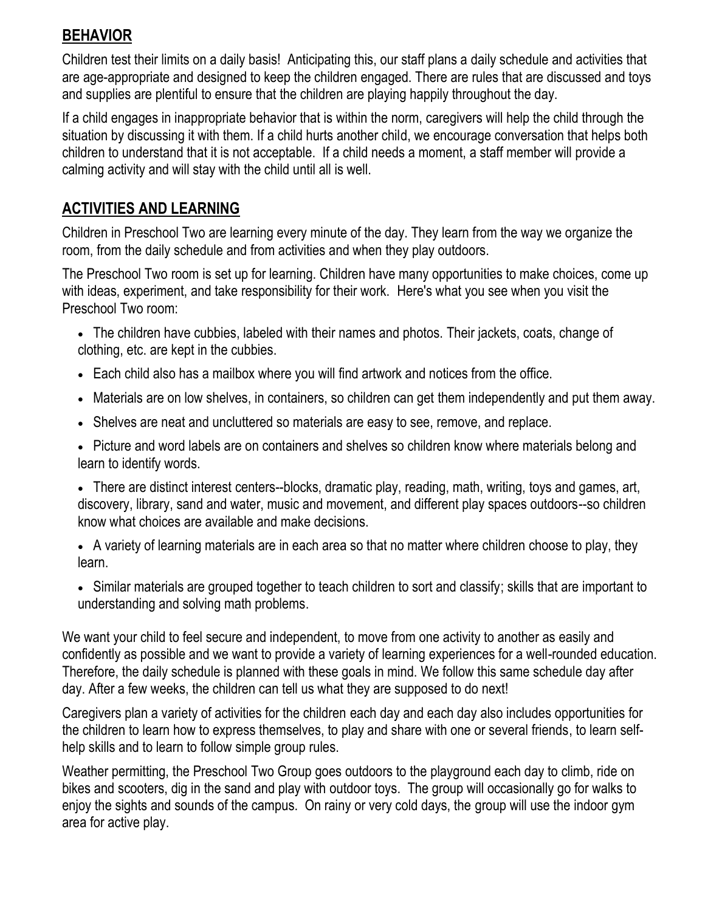## BEHAVIOR

Children test their limits on a daily basis! Anticipating this, our staff plans a daily schedule and activities that are age-appropriate and designed to keep the children engaged. There are rules that are discussed and toys and supplies are plentiful to ensure that the children are playing happily throughout the day.

If a child engages in inappropriate behavior that is within the norm, caregivers will help the child through the situation by discussing it with them. If a child hurts another child, we encourage conversation that helps both children to understand that it is not acceptable. If a child needs a moment, a staff member will provide a calming activity and will stay with the child until all is well.

## ACTIVITIES AND LEARNING

Children in Preschool Two are learning every minute of the day. They learn from the way we organize the room, from the daily schedule and from activities and when they play outdoors.

The Preschool Two room is set up for learning. Children have many opportunities to make choices, come up with ideas, experiment, and take responsibility for their work. Here's what you see when you visit the Preschool Two room:

- The children have cubbies, labeled with their names and photos. Their jackets, coats, change of clothing, etc. are kept in the cubbies.
- Each child also has a mailbox where you will find artwork and notices from the office.
- Materials are on low shelves, in containers, so children can get them independently and put them away.
- Shelves are neat and uncluttered so materials are easy to see, remove, and replace.
- Picture and word labels are on containers and shelves so children know where materials belong and learn to identify words.
- There are distinct interest centers--blocks, dramatic play, reading, math, writing, toys and games, art, discovery, library, sand and water, music and movement, and different play spaces outdoors--so children know what choices are available and make decisions.
- A variety of learning materials are in each area so that no matter where children choose to play, they learn.
- Similar materials are grouped together to teach children to sort and classify; skills that are important to understanding and solving math problems.

We want your child to feel secure and independent, to move from one activity to another as easily and confidently as possible and we want to provide a variety of learning experiences for a well-rounded education. Therefore, the daily schedule is planned with these goals in mind. We follow this same schedule day after day. After a few weeks, the children can tell us what they are supposed to do next!

Caregivers plan a variety of activities for the children each day and each day also includes opportunities for the children to learn how to express themselves, to play and share with one or several friends, to learn self-help skills and to learn to follow simple group rules.

Weather permitting, the Preschool Two Group goes outdoors to the playground each day to climb, ride on bikes and scooters, dig in the sand and play with outdoor toys. The group will occasionally go for walks to enjoy the sights and sounds of the campus. On rainy or very cold days, the group will use the indoor gym area for active play.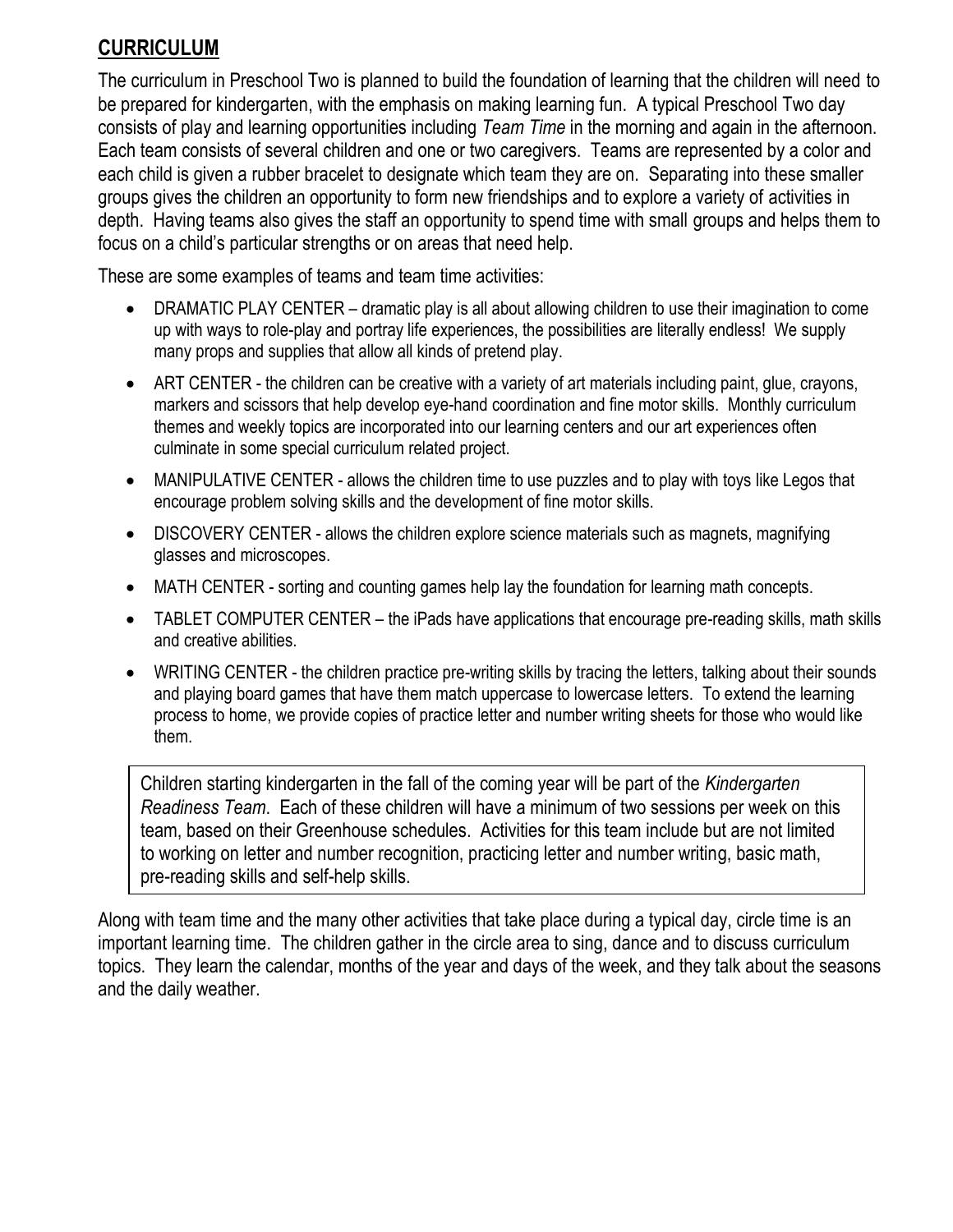## **CURRICULUM**

The curriculum in Preschool Two is planned to build the foundation of learning that the children will need to be prepared for kindergarten, with the emphasis on making learning fun. A typical Preschool Two day consists of play and learning opportunities including *Team Time* in the morning and again in the afternoon. Each team consists of several children and one or two caregivers. Teams are represented by a color and each child is given a rubber bracelet to designate which team they are on. Separating into these smaller groups gives the children an opportunity to form new friendships and to explore a variety of activities in depth. Having teams also gives the staff an opportunity to spend time with small groups and helps them to focus on a child's particular strengths or on areas that need help.

These are some examples of teams and team time activities:

- DRAMATIC PLAY CENTER – dramatic play is all about allowing children to use their imagination to come up with ways to role-play and portray life experiences, the possibilities are literally endless! We supply many props and supplies that allow all kinds of pretend play.
- ART CENTER - the children can be creative with a variety of art materials including paint, glue, crayons, markers and scissors that help develop eye-hand coordination and fine motor skills. Monthly curriculum themes and weekly topics are incorporated into our learning centers and our art experiences often culminate in some special curriculum related project.
- MANIPULATIVE CENTER - allows the children time to use puzzles and to play with toys like Legos that encourage problem solving skills and the development of fine motor skills.
- DISCOVERY CENTER - allows the children explore science materials such as magnets, magnifying glasses and microscopes.
- MATH CENTER - sorting and counting games help lay the foundation for learning math concepts.
- TABLET COMPUTER CENTER – the iPads have applications that encourage pre-reading skills, math skills and creative abilities.
- WRITING CENTER - the children practice pre-writing skills by tracing the letters, talking about their sounds and playing board games that have them match uppercase to lowercase letters. To extend the learning process to home, we provide copies of practice letter and number writing sheets for those who would like them.

Children starting kindergarten in the fall of the coming year will be part of the *Kindergarten Readiness Team*. Each of these children will have a minimum of two sessions per week on this team, based on their Greenhouse schedules. Activities for this team include but are not limited to working on letter and number recognition, practicing letter and number writing, basic math, pre-reading skills and self-help skills.

Along with team time and the many other activities that take place during a typical day, circle time is an important learning time. The children gather in the circle area to sing, dance and to discuss curriculum topics. They learn the calendar, months of the year and days of the week, and they talk about the seasons and the daily weather.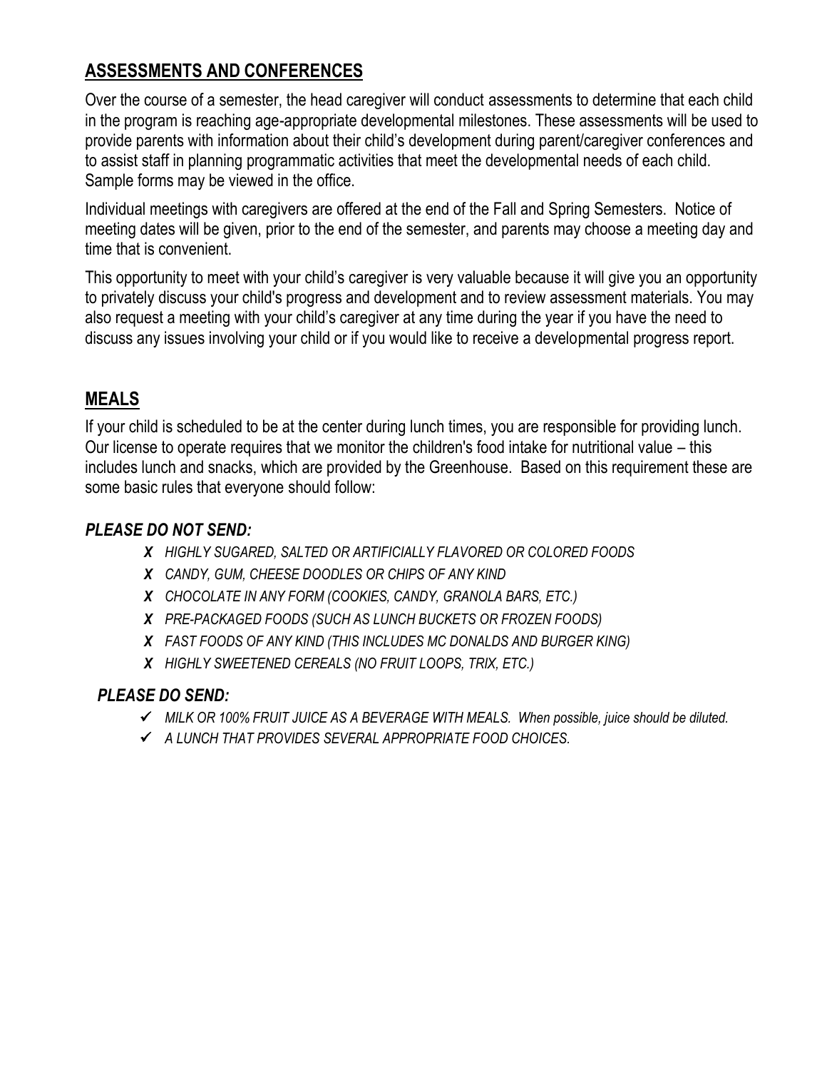## ASSESSMENTS AND CONFERENCES

Over the course of a semester, the head caregiver will conduct assessments to determine that each child in the program is reaching age-appropriate developmental milestones. These assessments will be used to provide parents with information about their child's development during parent/caregiver conferences and to assist staff in planning programmatic activities that meet the developmental needs of each child. Sample forms may be viewed in the office.

Individual meetings with caregivers are offered at the end of the Fall and Spring Semesters. Notice of meeting dates will be given, prior to the end of the semester, and parents may choose a meeting day and time that is convenient.

This opportunity to meet with your child's caregiver is very valuable because it will give you an opportunity to privately discuss your child's progress and development and to review assessment materials. You may also request a meeting with your child's caregiver at any time during the year if you have the need to discuss any issues involving your child or if you would like to receive a developmental progress report.

## MEALS

If your child is scheduled to be at the center during lunch times, you are responsible for providing lunch. Our license to operate requires that we monitor the children's food intake for nutritional value – this includes lunch and snacks, which are provided by the Greenhouse. Based on this requirement these are some basic rules that everyone should follow:

### *PLEASE DO NOT SEND:*

- ✗ *HIGHLY SUGARED, SALTED OR ARTIFICIALLY FLAVORED OR COLORED FOODS*
- ✗ *CANDY, GUM, CHEESE DOODLES OR CHIPS OF ANY KIND*
- ✗ *CHOCOLATE IN ANY FORM (COOKIES, CANDY, GRANOLA BARS, ETC.)*
- ✗ *PRE-PACKAGED FOODS (SUCH AS LUNCH BUCKETS OR FROZEN FOODS)*
- ✗ *FAST FOODS OF ANY KIND (THIS INCLUDES MC DONALDS AND BURGER KING)*
- ✗ *HIGHLY SWEETENED CEREALS (NO FRUIT LOOPS, TRIX, ETC.)*

### *PLEASE DO SEND:*

- ✓ *MILK OR 100% FRUIT JUICE AS A BEVERAGE WITH MEALS. When possible, juice should be diluted.*
- ✓ *A LUNCH THAT PROVIDES SEVERAL APPROPRIATE FOOD CHOICES.*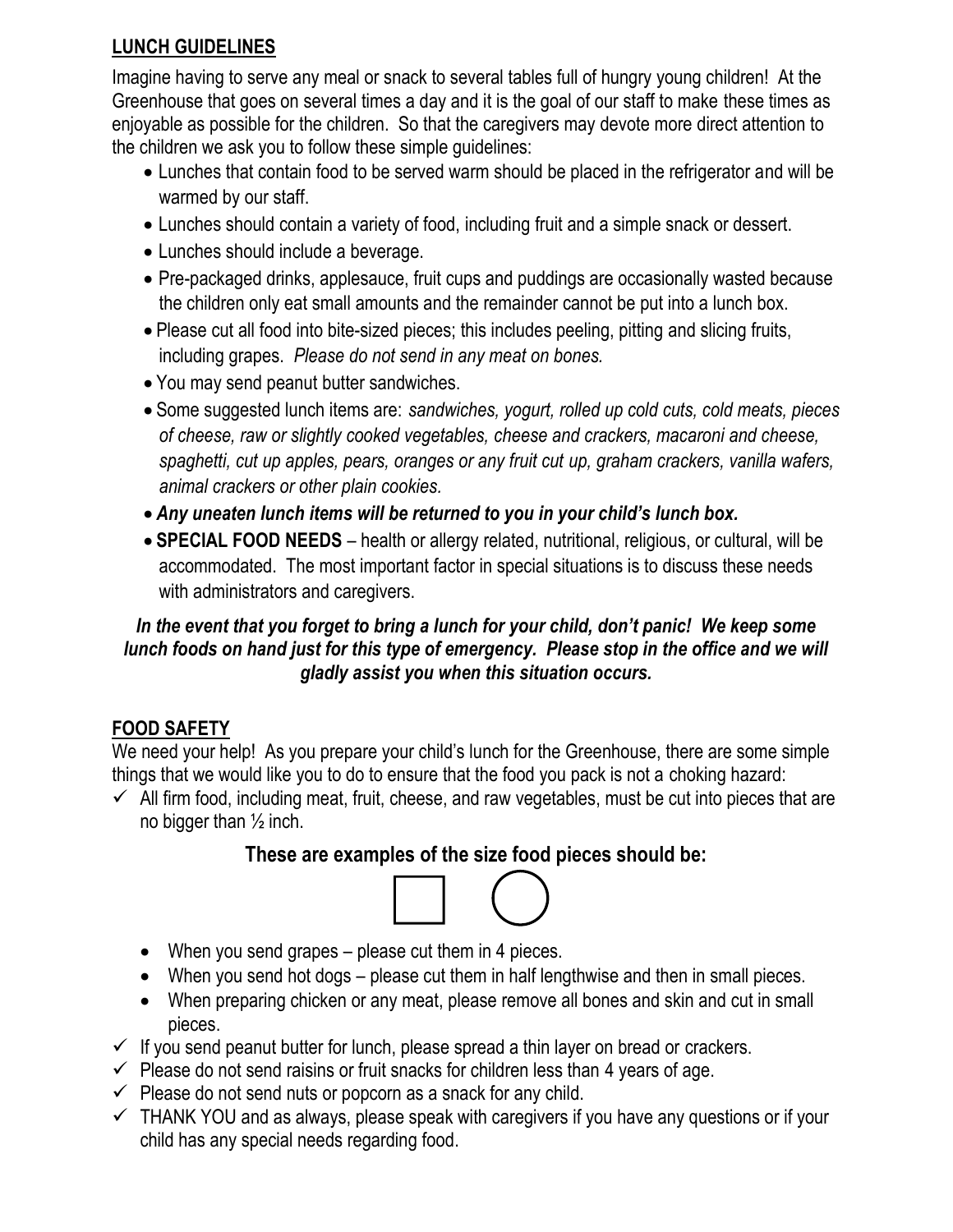## LUNCH GUIDELINES

Imagine having to serve any meal or snack to several tables full of hungry young children! At the Greenhouse that goes on several times a day and it is the goal of our staff to make these times as enjoyable as possible for the children. So that the caregivers may devote more direct attention to the children we ask you to follow these simple guidelines:

- Lunches that contain food to be served warm should be placed in the refrigerator and will be warmed by our staff.
- Lunches should contain a variety of food, including fruit and a simple snack or dessert.
- Lunches should include a beverage.
- Pre-packaged drinks, applesauce, fruit cups and puddings are occasionally wasted because the children only eat small amounts and the remainder cannot be put into a lunch box.
- Please cut all food into bite-sized pieces; this includes peeling, pitting and slicing fruits, including grapes. *Please do not send in any meat on bones.*
- You may send peanut butter sandwiches.
- Some suggested lunch items are: *sandwiches, yogurt, rolled up cold cuts, cold meats, pieces of cheese, raw or slightly cooked vegetables, cheese and crackers, macaroni and cheese, spaghetti, cut up apples, pears, oranges or any fruit cut up, graham crackers, vanilla wafers, animal crackers or other plain cookies.*
- ***Any uneaten lunch items will be returned to you in your child's lunch box.***
- **SPECIAL FOOD NEEDS** – health or allergy related, nutritional, religious, or cultural, will be accommodated. The most important factor in special situations is to discuss these needs with administrators and caregivers.

***In the event that you forget to bring a lunch for your child, don't panic! We keep some lunch foods on hand just for this type of emergency. Please stop in the office and we will gladly assist you when this situation occurs.***

## FOOD SAFETY

We need your help! As you prepare your child's lunch for the Greenhouse, there are some simple things that we would like you to do to ensure that the food you pack is not a choking hazard:

- ✓ All firm food, including meat, fruit, cheese, and raw vegetables, must be cut into pieces that are no bigger than ½ inch.

**These are examples of the size food pieces should be:**

□ ○

- When you send grapes – please cut them in 4 pieces.
- When you send hot dogs – please cut them in half lengthwise and then in small pieces.
- When preparing chicken or any meat, please remove all bones and skin and cut in small pieces.

- ✓ If you send peanut butter for lunch, please spread a thin layer on bread or crackers.
- ✓ Please do not send raisins or fruit snacks for children less than 4 years of age.
- ✓ Please do not send nuts or popcorn as a snack for any child.
- ✓ THANK YOU and as always, please speak with caregivers if you have any questions or if your child has any special needs regarding food.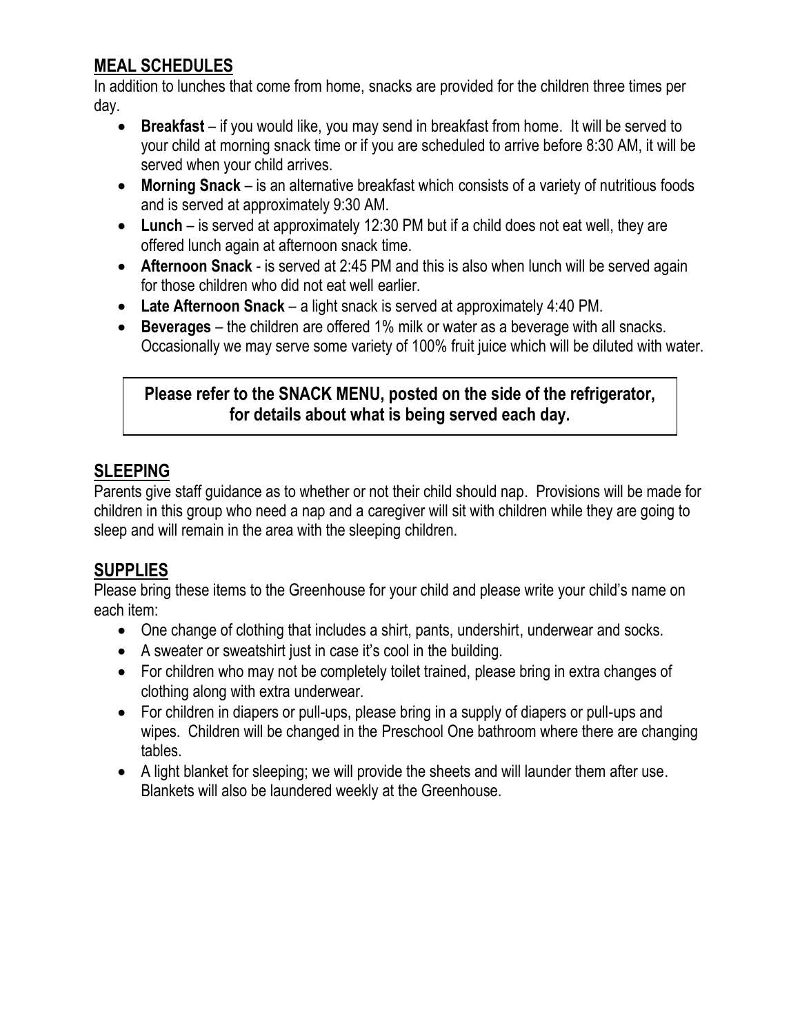## MEAL SCHEDULES

In addition to lunches that come from home, snacks are provided for the children three times per day.

- **Breakfast** – if you would like, you may send in breakfast from home. It will be served to your child at morning snack time or if you are scheduled to arrive before 8:30 AM, it will be served when your child arrives.
- **Morning Snack** – is an alternative breakfast which consists of a variety of nutritious foods and is served at approximately 9:30 AM.
- **Lunch** – is served at approximately 12:30 PM but if a child does not eat well, they are offered lunch again at afternoon snack time.
- **Afternoon Snack** - is served at 2:45 PM and this is also when lunch will be served again for those children who did not eat well earlier.
- **Late Afternoon Snack** – a light snack is served at approximately 4:40 PM.
- **Beverages** – the children are offered 1% milk or water as a beverage with all snacks. Occasionally we may serve some variety of 100% fruit juice which will be diluted with water.

**Please refer to the SNACK MENU, posted on the side of the refrigerator, for details about what is being served each day.**

## SLEEPING

Parents give staff guidance as to whether or not their child should nap. Provisions will be made for children in this group who need a nap and a caregiver will sit with children while they are going to sleep and will remain in the area with the sleeping children.

## SUPPLIES

Please bring these items to the Greenhouse for your child and please write your child's name on each item:

- One change of clothing that includes a shirt, pants, undershirt, underwear and socks.
- A sweater or sweatshirt just in case it's cool in the building.
- For children who may not be completely toilet trained, please bring in extra changes of clothing along with extra underwear.
- For children in diapers or pull-ups, please bring in a supply of diapers or pull-ups and wipes. Children will be changed in the Preschool One bathroom where there are changing tables.
- A light blanket for sleeping; we will provide the sheets and will launder them after use. Blankets will also be laundered weekly at the Greenhouse.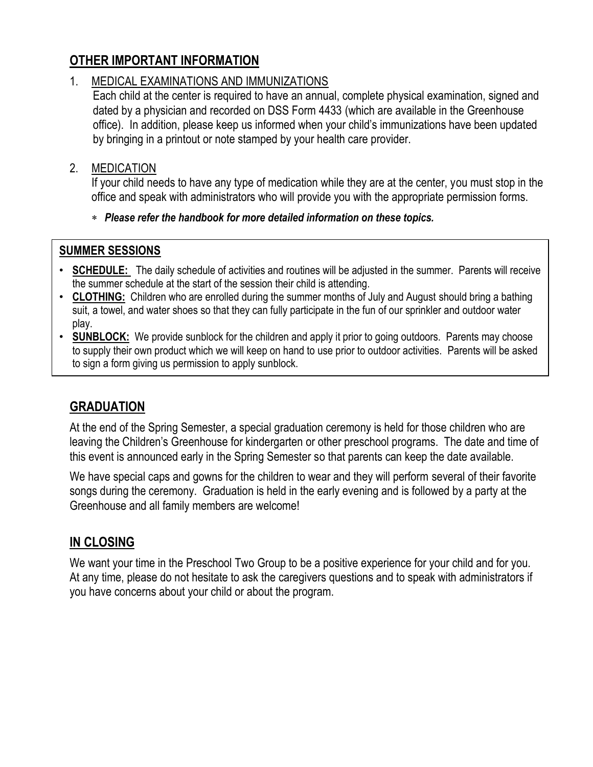## OTHER IMPORTANT INFORMATION

1. MEDICAL EXAMINATIONS AND IMMUNIZATIONS
   Each child at the center is required to have an annual, complete physical examination, signed and dated by a physician and recorded on DSS Form 4433 (which are available in the Greenhouse office). In addition, please keep us informed when your child's immunizations have been updated by bringing in a printout or note stamped by your health care provider.

2. MEDICATION
   If your child needs to have any type of medication while they are at the center, you must stop in the office and speak with administrators who will provide you with the appropriate permission forms.

   * ***Please refer the handbook for more detailed information on these topics.***

### SUMMER SESSIONS

- **SCHEDULE:** The daily schedule of activities and routines will be adjusted in the summer. Parents will receive the summer schedule at the start of the session their child is attending.
- **CLOTHING:** Children who are enrolled during the summer months of July and August should bring a bathing suit, a towel, and water shoes so that they can fully participate in the fun of our sprinkler and outdoor water play.
- **SUNBLOCK:** We provide sunblock for the children and apply it prior to going outdoors. Parents may choose to supply their own product which we will keep on hand to use prior to outdoor activities. Parents will be asked to sign a form giving us permission to apply sunblock.

## GRADUATION

At the end of the Spring Semester, a special graduation ceremony is held for those children who are leaving the Children's Greenhouse for kindergarten or other preschool programs. The date and time of this event is announced early in the Spring Semester so that parents can keep the date available.

We have special caps and gowns for the children to wear and they will perform several of their favorite songs during the ceremony. Graduation is held in the early evening and is followed by a party at the Greenhouse and all family members are welcome!

## IN CLOSING

We want your time in the Preschool Two Group to be a positive experience for your child and for you. At any time, please do not hesitate to ask the caregivers questions and to speak with administrators if you have concerns about your child or about the program.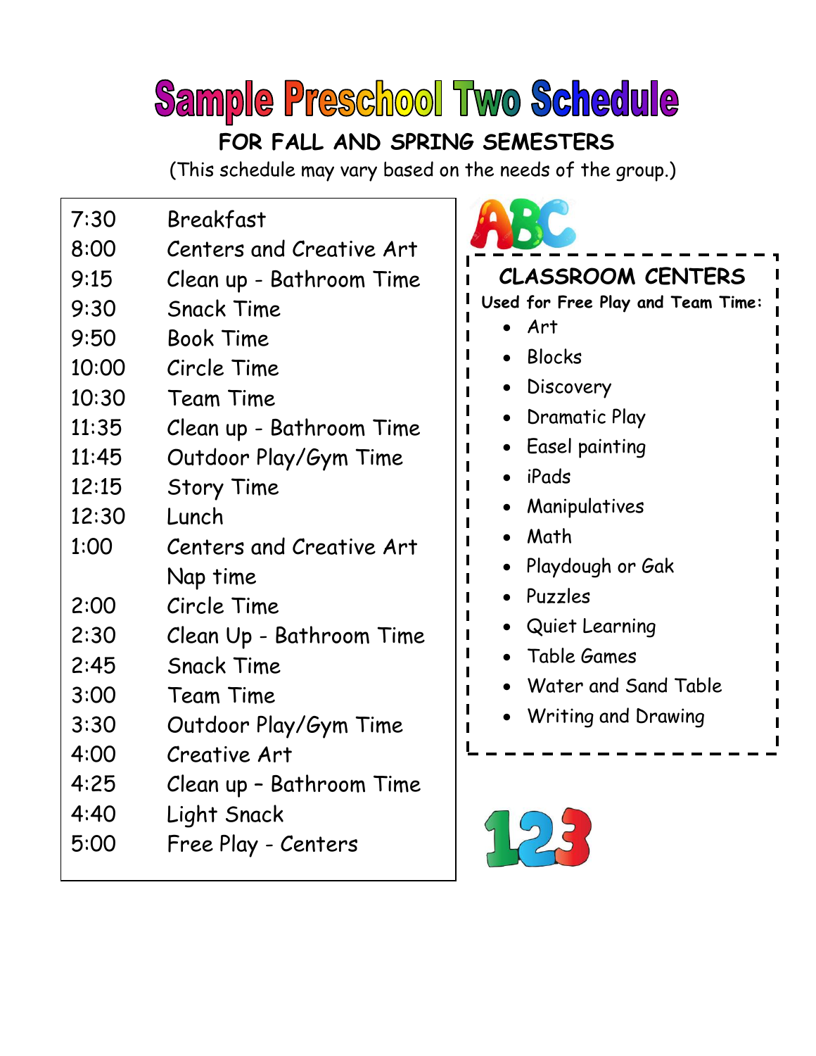# Sample Preschool Two Schedule

**FOR FALL AND SPRING SEMESTERS**

(This schedule may vary based on the needs of the group.)

| | |
|---|---|
| 7:30 | Breakfast |
| 8:00 | Centers and Creative Art |
| 9:15 | Clean up - Bathroom Time |
| 9:30 | Snack Time |
| 9:50 | Book Time |
| 10:00 | Circle Time |
| 10:30 | Team Time |
| 11:35 | Clean up - Bathroom Time |
| 11:45 | Outdoor Play/Gym Time |
| 12:15 | Story Time |
| 12:30 | Lunch |
| 1:00 | Centers and Creative Art |
| | Nap time |
| 2:00 | Circle Time |
| 2:30 | Clean Up - Bathroom Time |
| 2:45 | Snack Time |
| 3:00 | Team Time |
| 3:30 | Outdoor Play/Gym Time |
| 4:00 | Creative Art |
| 4:25 | Clean up – Bathroom Time |
| 4:40 | Light Snack |
| 5:00 | Free Play - Centers |

## CLASSROOM CENTERS

**Used for Free Play and Team Time:**

- Art
- Blocks
- Discovery
- Dramatic Play
- Easel painting
- iPads
- Manipulatives
- Math
- Playdough or Gak
- Puzzles
- Quiet Learning
- Table Games
- Water and Sand Table
- Writing and Drawing